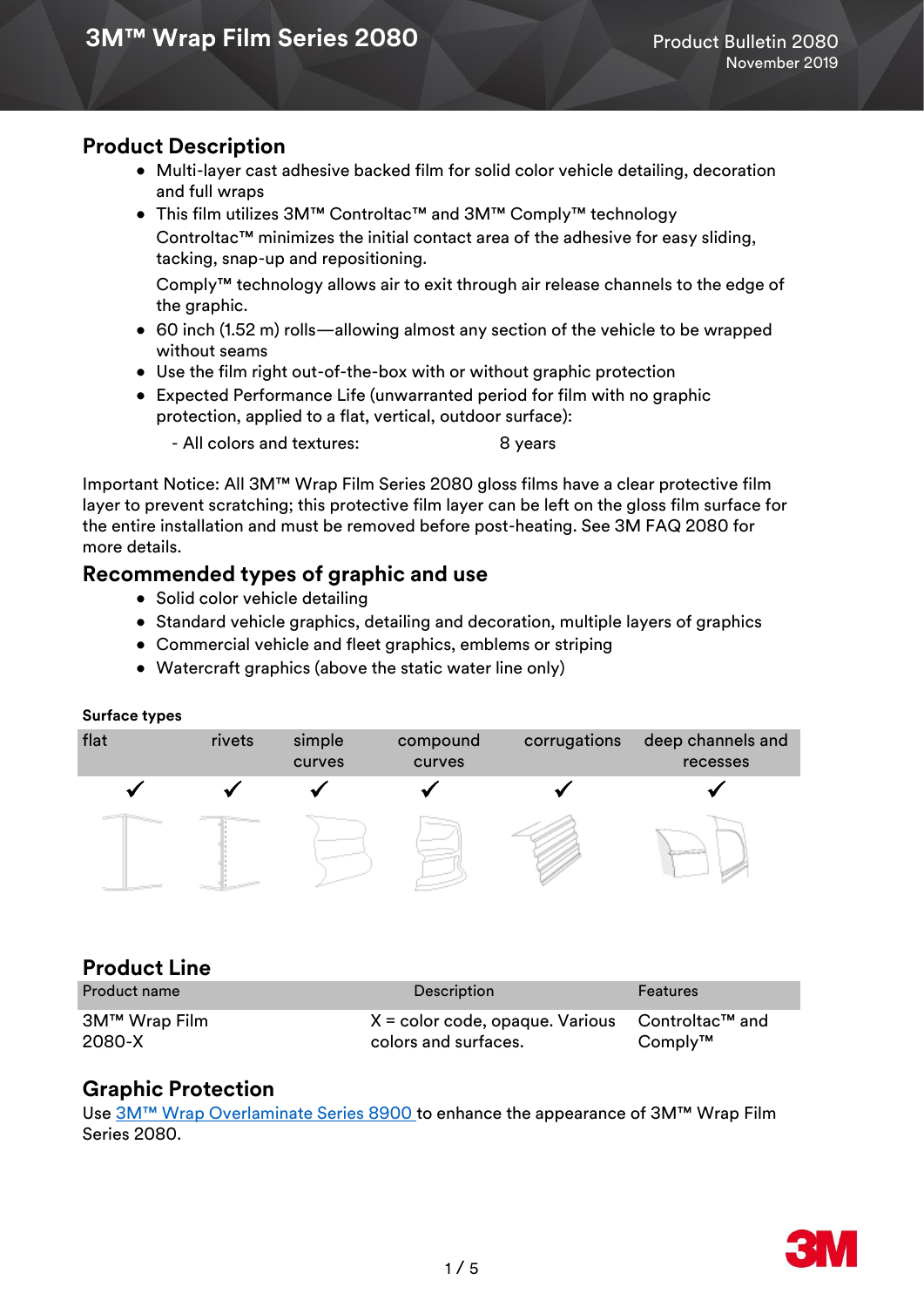# 3M™ Wrap Film Series 2080

Product Bulletin 2080
November 2019

## Product Description

- Multi-layer cast adhesive backed film for solid color vehicle detailing, decoration and full wraps
- This film utilizes 3M™ Controltac™ and 3M™ Comply™ technology
  Controltac™ minimizes the initial contact area of the adhesive for easy sliding, tacking, snap-up and repositioning.
  Comply™ technology allows air to exit through air release channels to the edge of the graphic.
- 60 inch (1.52 m) rolls—allowing almost any section of the vehicle to be wrapped without seams
- Use the film right out-of-the-box with or without graphic protection
- Expected Performance Life (unwarranted period for film with no graphic protection, applied to a flat, vertical, outdoor surface):
  - All colors and textures: 8 years

Important Notice: All 3M™ Wrap Film Series 2080 gloss films have a clear protective film layer to prevent scratching; this protective film layer can be left on the gloss film surface for the entire installation and must be removed before post-heating. See 3M FAQ 2080 for more details.

## Recommended types of graphic and use

- Solid color vehicle detailing
- Standard vehicle graphics, detailing and decoration, multiple layers of graphics
- Commercial vehicle and fleet graphics, emblems or striping
- Watercraft graphics (above the static water line only)

**Surface types**

| flat | rivets | simple curves | compound curves | corrugations | deep channels and recesses |
|---|---|---|---|---|---|
| ✓ | ✓ | ✓ | ✓ | ✓ | ✓ |

## Product Line

| Product name | Description | Features |
|---|---|---|
| 3M™ Wrap Film 2080-X | X = color code, opaque. Various colors and surfaces. | Controltac™ and Comply™ |

## Graphic Protection

Use 3M™ Wrap Overlaminate Series 8900 to enhance the appearance of 3M™ Wrap Film Series 2080.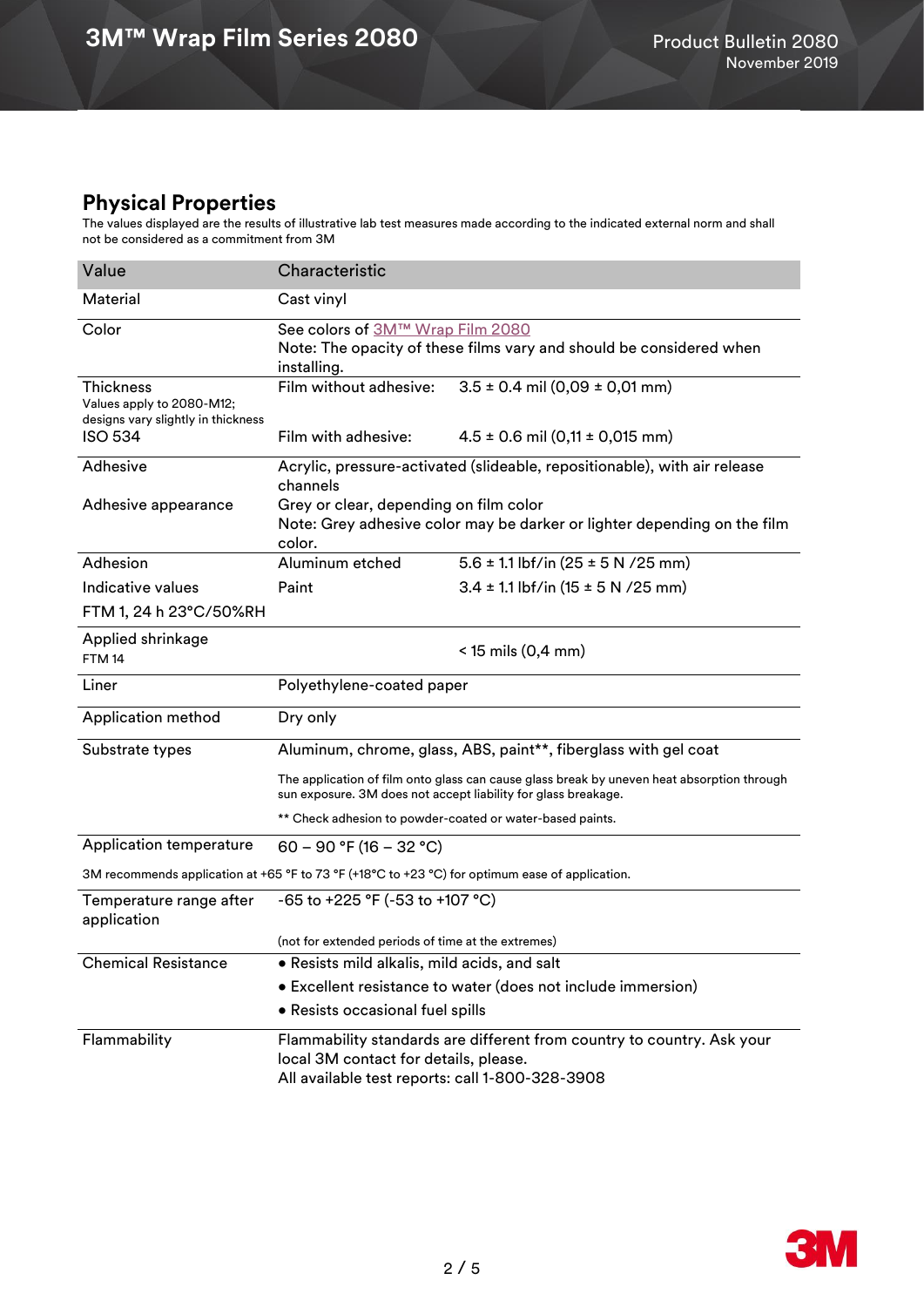## Physical Properties

The values displayed are the results of illustrative lab test measures made according to the indicated external norm and shall not be considered as a commitment from 3M

| Value | Characteristic | |
|---|---|---|
| Material | Cast vinyl | |
| Color | See colors of 3M™ Wrap Film 2080<br>Note: The opacity of these films vary and should be considered when installing. | |
| Thickness<br>Values apply to 2080-M12; designs vary slightly in thickness<br>ISO 534 | Film without adhesive:<br><br>Film with adhesive: | 3.5 ± 0.4 mil (0,09 ± 0,01 mm)<br><br>4.5 ± 0.6 mil (0,11 ± 0,015 mm) |
| Adhesive | Acrylic, pressure-activated (slideable, repositionable), with air release channels | |
| Adhesive appearance | Grey or clear, depending on film color<br>Note: Grey adhesive color may be darker or lighter depending on the film color. | |
| Adhesion<br>Indicative values<br>FTM 1, 24 h 23°C/50%RH | Aluminum etched<br>Paint | 5.6 ± 1.1 lbf/in (25 ± 5 N /25 mm)<br>3.4 ± 1.1 lbf/in (15 ± 5 N /25 mm) |
| Applied shrinkage<br>FTM 14 | | < 15 mils (0,4 mm) |
| Liner | Polyethylene-coated paper | |
| Application method | Dry only | |
| Substrate types | Aluminum, chrome, glass, ABS, paint**, fiberglass with gel coat<br><br>The application of film onto glass can cause glass break by uneven heat absorption through sun exposure. 3M does not accept liability for glass breakage.<br><br>** Check adhesion to powder-coated or water-based paints. | |
| Application temperature | 60 – 90 °F (16 – 32 °C) | |
| 3M recommends application at +65 °F to 73 °F (+18°C to +23 °C) for optimum ease of application. | | |
| Temperature range after application | -65 to +225 °F (-53 to +107 °C)<br><br>(not for extended periods of time at the extremes) | |
| Chemical Resistance | • Resists mild alkalis, mild acids, and salt<br>• Excellent resistance to water (does not include immersion)<br>• Resists occasional fuel spills | |
| Flammability | Flammability standards are different from country to country. Ask your local 3M contact for details, please.<br>All available test reports: call 1-800-328-3908 | |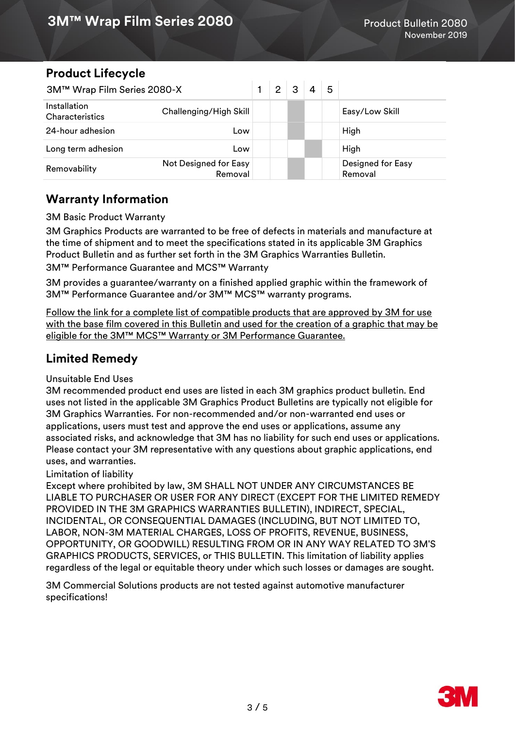## Product Lifecycle

| 3M™ Wrap Film Series 2080-X | | 1 | 2 | 3 | 4 | 5 | |
|---|---|---|---|---|---|---|---|
| Installation Characteristics | Challenging/High Skill | | | ■ | | | Easy/Low Skill |
| 24-hour adhesion | Low | | | ■ | | | High |
| Long term adhesion | Low | | | | ■ | | High |
| Removability | Not Designed for Easy Removal | | | ■ | | | Designed for Easy Removal |

## Warranty Information

3M Basic Product Warranty

3M Graphics Products are warranted to be free of defects in materials and manufacture at the time of shipment and to meet the specifications stated in its applicable 3M Graphics Product Bulletin and as further set forth in the 3M Graphics Warranties Bulletin.

3M™ Performance Guarantee and MCS™ Warranty

3M provides a guarantee/warranty on a finished applied graphic within the framework of 3M™ Performance Guarantee and/or 3M™ MCS™ warranty programs.

Follow the link for a complete list of compatible products that are approved by 3M for use with the base film covered in this Bulletin and used for the creation of a graphic that may be eligible for the 3M™ MCS™ Warranty or 3M Performance Guarantee.

## Limited Remedy

Unsuitable End Uses

3M recommended product end uses are listed in each 3M graphics product bulletin. End uses not listed in the applicable 3M Graphics Product Bulletins are typically not eligible for 3M Graphics Warranties. For non-recommended and/or non-warranted end uses or applications, users must test and approve the end uses or applications, assume any associated risks, and acknowledge that 3M has no liability for such end uses or applications. Please contact your 3M representative with any questions about graphic applications, end uses, and warranties.

Limitation of liability

Except where prohibited by law, 3M SHALL NOT UNDER ANY CIRCUMSTANCES BE LIABLE TO PURCHASER OR USER FOR ANY DIRECT (EXCEPT FOR THE LIMITED REMEDY PROVIDED IN THE 3M GRAPHICS WARRANTIES BULLETIN), INDIRECT, SPECIAL, INCIDENTAL, OR CONSEQUENTIAL DAMAGES (INCLUDING, BUT NOT LIMITED TO, LABOR, NON-3M MATERIAL CHARGES, LOSS OF PROFITS, REVENUE, BUSINESS, OPPORTUNITY, OR GOODWILL) RESULTING FROM OR IN ANY WAY RELATED TO 3M'S GRAPHICS PRODUCTS, SERVICES, or THIS BULLETIN. This limitation of liability applies regardless of the legal or equitable theory under which such losses or damages are sought.

3M Commercial Solutions products are not tested against automotive manufacturer specifications!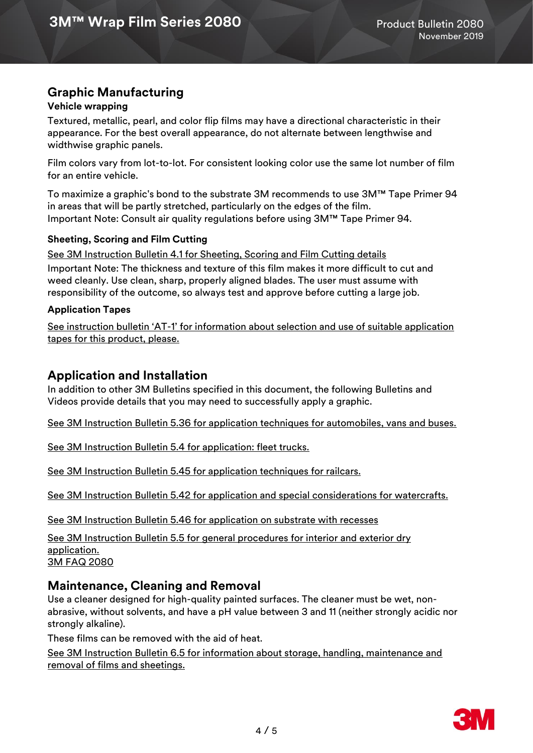## Graphic Manufacturing

### Vehicle wrapping

Textured, metallic, pearl, and color flip films may have a directional characteristic in their appearance. For the best overall appearance, do not alternate between lengthwise and widthwise graphic panels.

Film colors vary from lot-to-lot. For consistent looking color use the same lot number of film for an entire vehicle.

To maximize a graphic's bond to the substrate 3M recommends to use 3M™ Tape Primer 94 in areas that will be partly stretched, particularly on the edges of the film.
Important Note: Consult air quality regulations before using 3M™ Tape Primer 94.

### Sheeting, Scoring and Film Cutting

See 3M Instruction Bulletin 4.1 for Sheeting, Scoring and Film Cutting details

Important Note: The thickness and texture of this film makes it more difficult to cut and weed cleanly. Use clean, sharp, properly aligned blades. The user must assume with responsibility of the outcome, so always test and approve before cutting a large job.

### Application Tapes

See instruction bulletin 'AT-1' for information about selection and use of suitable application tapes for this product, please.

## Application and Installation

In addition to other 3M Bulletins specified in this document, the following Bulletins and Videos provide details that you may need to successfully apply a graphic.

See 3M Instruction Bulletin 5.36 for application techniques for automobiles, vans and buses.

See 3M Instruction Bulletin 5.4 for application: fleet trucks.

See 3M Instruction Bulletin 5.45 for application techniques for railcars.

See 3M Instruction Bulletin 5.42 for application and special considerations for watercrafts.

See 3M Instruction Bulletin 5.46 for application on substrate with recesses

See 3M Instruction Bulletin 5.5 for general procedures for interior and exterior dry application.
3M FAQ 2080

## Maintenance, Cleaning and Removal

Use a cleaner designed for high-quality painted surfaces. The cleaner must be wet, non-abrasive, without solvents, and have a pH value between 3 and 11 (neither strongly acidic nor strongly alkaline).

These films can be removed with the aid of heat.

See 3M Instruction Bulletin 6.5 for information about storage, handling, maintenance and removal of films and sheetings.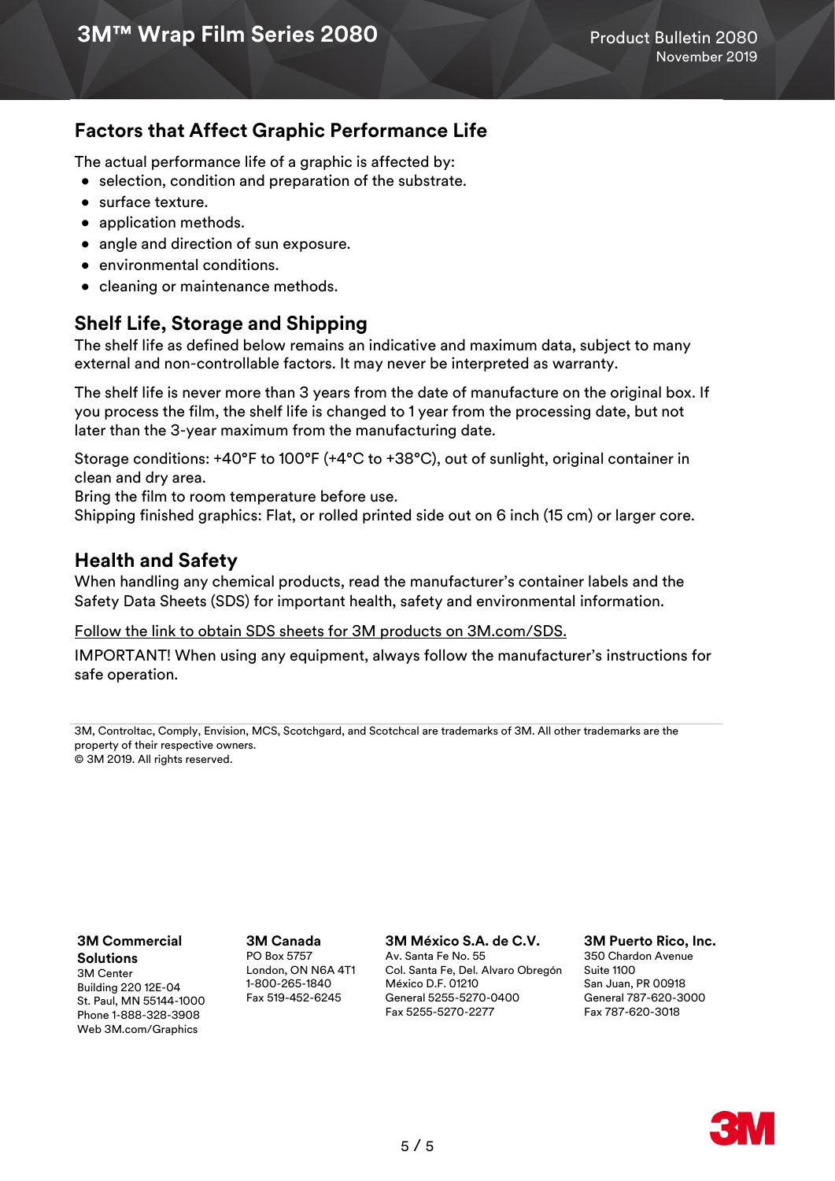## Factors that Affect Graphic Performance Life

The actual performance life of a graphic is affected by:

- selection, condition and preparation of the substrate.
- surface texture.
- application methods.
- angle and direction of sun exposure.
- environmental conditions.
- cleaning or maintenance methods.

## Shelf Life, Storage and Shipping

The shelf life as defined below remains an indicative and maximum data, subject to many external and non-controllable factors. It may never be interpreted as warranty.

The shelf life is never more than 3 years from the date of manufacture on the original box. If you process the film, the shelf life is changed to 1 year from the processing date, but not later than the 3-year maximum from the manufacturing date.

Storage conditions: +40°F to 100°F (+4°C to +38°C), out of sunlight, original container in clean and dry area.
Bring the film to room temperature before use.
Shipping finished graphics: Flat, or rolled printed side out on 6 inch (15 cm) or larger core.

## Health and Safety

When handling any chemical products, read the manufacturer's container labels and the Safety Data Sheets (SDS) for important health, safety and environmental information.

Follow the link to obtain SDS sheets for 3M products on 3M.com/SDS.

IMPORTANT! When using any equipment, always follow the manufacturer's instructions for safe operation.

3M, Controltac, Comply, Envision, MCS, Scotchgard, and Scotchcal are trademarks of 3M. All other trademarks are the property of their respective owners.
© 3M 2019. All rights reserved.

**3M Commercial Solutions**
3M Center
Building 220 12E-04
St. Paul, MN 55144-1000
Phone 1-888-328-3908
Web 3M.com/Graphics

**3M Canada**
PO Box 5757
London, ON N6A 4T1
1-800-265-1840
Fax 519-452-6245

**3M México S.A. de C.V.**
Av. Santa Fe No. 55
Col. Santa Fe, Del. Alvaro Obregón
México D.F. 01210
General 5255-5270-0400
Fax 5255-5270-2277

**3M Puerto Rico, Inc.**
350 Chardon Avenue
Suite 1100
San Juan, PR 00918
General 787-620-3000
Fax 787-620-3018